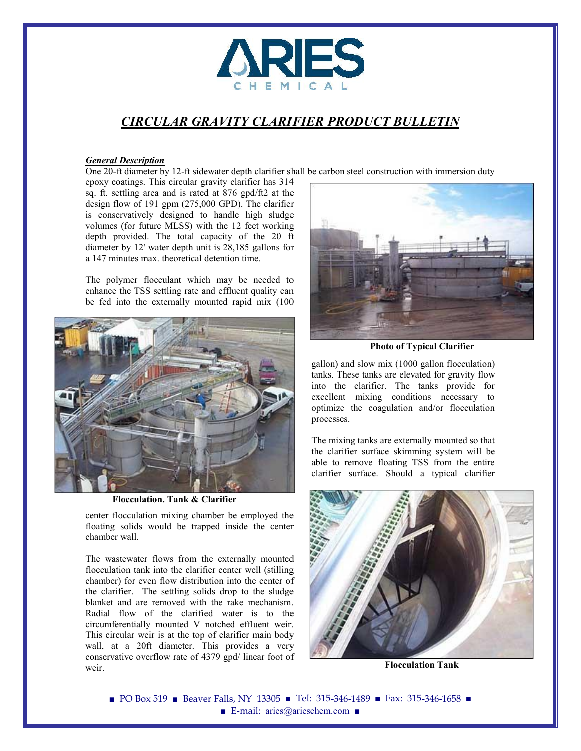# ARIES CHEMICAL

## *CIRCULAR GRAVITY CLARIFIER PRODUCT BULLETIN*

***General Description***

One 20-ft diameter by 12-ft sidewater depth clarifier shall be carbon steel construction with immersion duty epoxy coatings. This circular gravity clarifier has 314 sq. ft. settling area and is rated at 876 gpd/ft2 at the design flow of 191 gpm (275,000 GPD). The clarifier is conservatively designed to handle high sludge volumes (for future MLSS) with the 12 feet working depth provided. The total capacity of the 20 ft diameter by 12' water depth unit is 28,185 gallons for a 147 minutes max. theoretical detention time.

The polymer flocculant which may be needed to enhance the TSS settling rate and effluent quality can be fed into the externally mounted rapid mix (100 gallon) and slow mix (1000 gallon flocculation) tanks. These tanks are elevated for gravity flow into the clarifier. The tanks provide for excellent mixing conditions necessary to optimize the coagulation and/or flocculation processes.

**Photo of Typical Clarifier**

**Flocculation. Tank & Clarifier**

The mixing tanks are externally mounted so that the clarifier surface skimming system will be able to remove floating TSS from the entire clarifier surface. Should a typical clarifier center flocculation mixing chamber be employed the floating solids would be trapped inside the center chamber wall.

The wastewater flows from the externally mounted flocculation tank into the clarifier center well (stilling chamber) for even flow distribution into the center of the clarifier. The settling solids drop to the sludge blanket and are removed with the rake mechanism. Radial flow of the clarified water is to the circumferentially mounted V notched effluent weir. This circular weir is at the top of clarifier main body wall, at a 20ft diameter. This provides a very conservative overflow rate of 4379 gpd/ linear foot of weir.

**Flocculation Tank**

■ PO Box 519 ■ Beaver Falls, NY 13305 ■ Tel: 315-346-1489 ■ Fax: 315-346-1658 ■
■ E-mail: aries@arieschem.com ■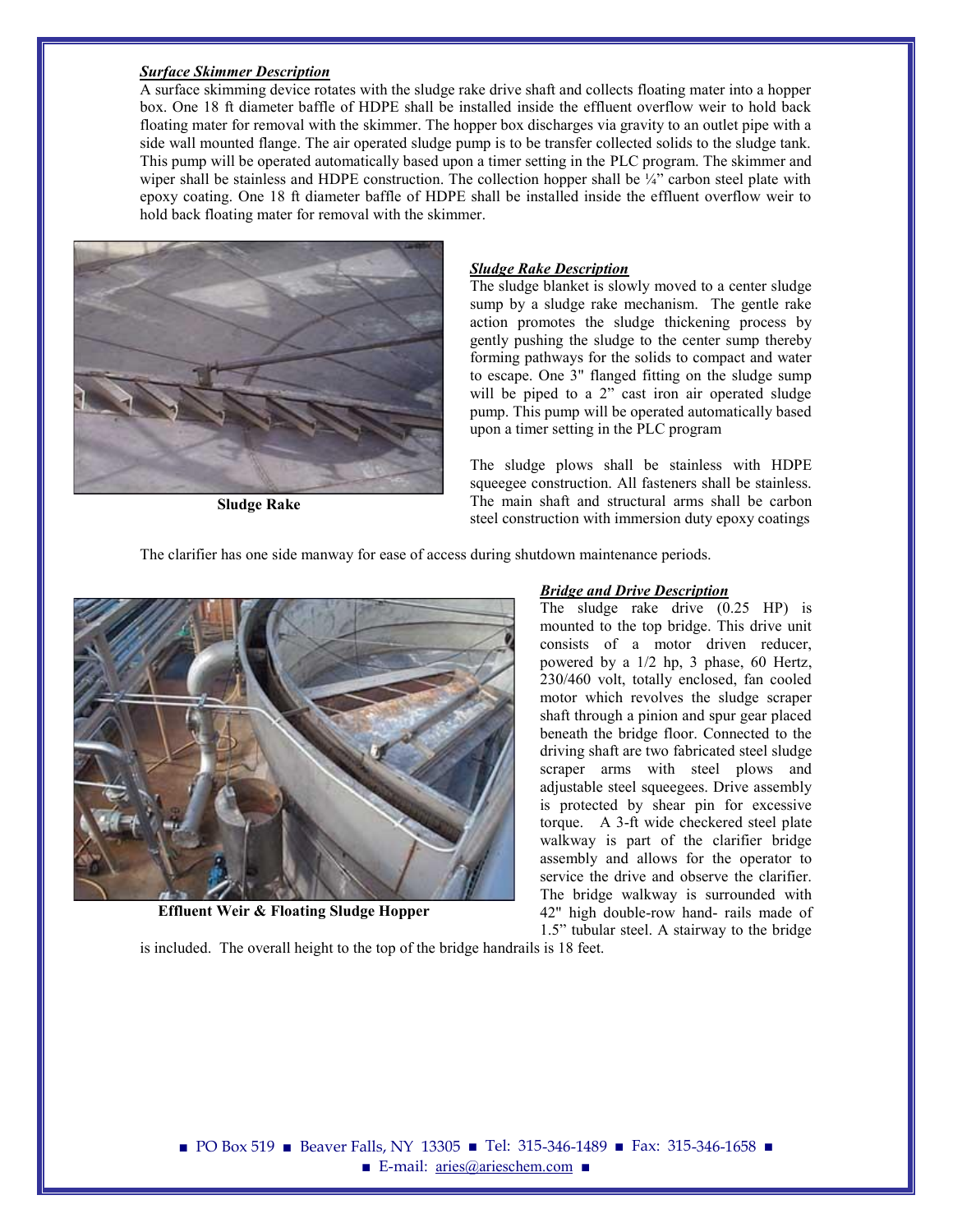***Surface Skimmer Description***

A surface skimming device rotates with the sludge rake drive shaft and collects floating mater into a hopper box. One 18 ft diameter baffle of HDPE shall be installed inside the effluent overflow weir to hold back floating mater for removal with the skimmer. The hopper box discharges via gravity to an outlet pipe with a side wall mounted flange. The air operated sludge pump is to be transfer collected solids to the sludge tank. This pump will be operated automatically based upon a timer setting in the PLC program. The skimmer and wiper shall be stainless and HDPE construction. The collection hopper shall be ¼" carbon steel plate with epoxy coating. One 18 ft diameter baffle of HDPE shall be installed inside the effluent overflow weir to hold back floating mater for removal with the skimmer.

**Sludge Rake**

***Sludge Rake Description***

The sludge blanket is slowly moved to a center sludge sump by a sludge rake mechanism. The gentle rake action promotes the sludge thickening process by gently pushing the sludge to the center sump thereby forming pathways for the solids to compact and water to escape. One 3" flanged fitting on the sludge sump will be piped to a 2" cast iron air operated sludge pump. This pump will be operated automatically based upon a timer setting in the PLC program

The sludge plows shall be stainless with HDPE squeegee construction. All fasteners shall be stainless. The main shaft and structural arms shall be carbon steel construction with immersion duty epoxy coatings

The clarifier has one side manway for ease of access during shutdown maintenance periods.

**Effluent Weir & Floating Sludge Hopper**

***Bridge and Drive Description***

The sludge rake drive (0.25 HP) is mounted to the top bridge. This drive unit consists of a motor driven reducer, powered by a 1/2 hp, 3 phase, 60 Hertz, 230/460 volt, totally enclosed, fan cooled motor which revolves the sludge scraper shaft through a pinion and spur gear placed beneath the bridge floor. Connected to the driving shaft are two fabricated steel sludge scraper arms with steel plows and adjustable steel squeegees. Drive assembly is protected by shear pin for excessive torque. A 3-ft wide checkered steel plate walkway is part of the clarifier bridge assembly and allows for the operator to service the drive and observe the clarifier. The bridge walkway is surrounded with 42" high double-row hand- rails made of 1.5" tubular steel. A stairway to the bridge is included. The overall height to the top of the bridge handrails is 18 feet.